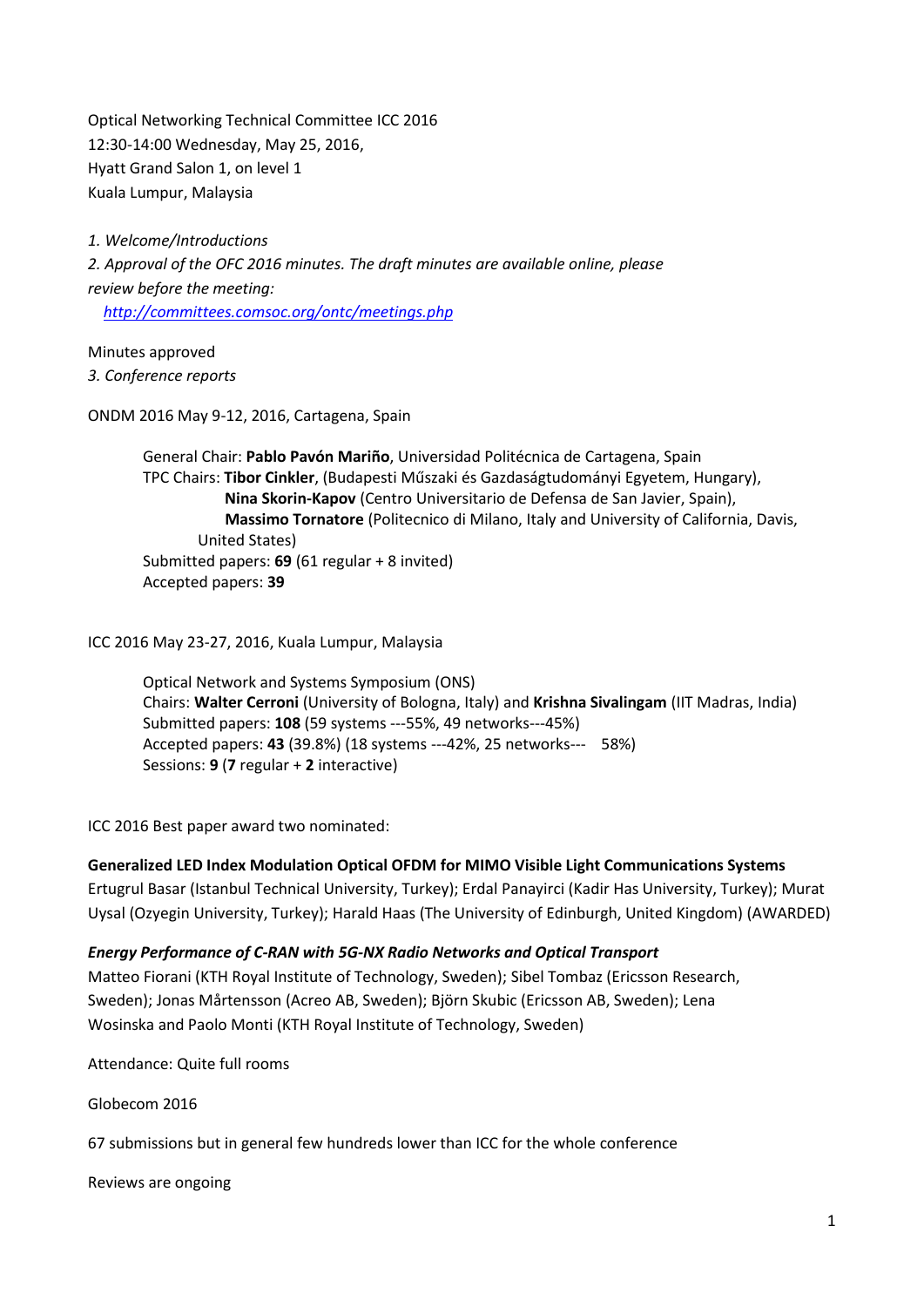Optical Networking Technical Committee ICC 2016
12:30-14:00 Wednesday, May 25, 2016,
Hyatt Grand Salon 1, on level 1
Kuala Lumpur, Malaysia

*1. Welcome/Introductions*
*2. Approval of the OFC 2016 minutes. The draft minutes are available online, please review before the meeting:*
*[http://committees.comsoc.org/ontc/meetings.php](http://committees.comsoc.org/ontc/meetings.php)*

Minutes approved
*3. Conference reports*

ONDM 2016 May 9-12, 2016, Cartagena, Spain

> General Chair: **Pablo Pavón Mariño**, Universidad Politécnica de Cartagena, Spain
> TPC Chairs: **Tibor Cinkler**, (Budapesti Műszaki és Gazdaságtudományi Egyetem, Hungary),
> **Nina Skorin-Kapov** (Centro Universitario de Defensa de San Javier, Spain),
> **Massimo Tornatore** (Politecnico di Milano, Italy and University of California, Davis, United States)
> Submitted papers: **69** (61 regular + 8 invited)
> Accepted papers: **39**

ICC 2016 May 23-27, 2016, Kuala Lumpur, Malaysia

> Optical Network and Systems Symposium (ONS)
> Chairs: **Walter Cerroni** (University of Bologna, Italy) and **Krishna Sivalingam** (IIT Madras, India)
> Submitted papers: **108** (59 systems ---55%, 49 networks---45%)
> Accepted papers: **43** (39.8%) (18 systems ---42%, 25 networks--- 58%)
> Sessions: **9** (**7** regular + **2** interactive)

ICC 2016 Best paper award two nominated:

**Generalized LED Index Modulation Optical OFDM for MIMO Visible Light Communications Systems**
Ertugrul Basar (Istanbul Technical University, Turkey); Erdal Panayirci (Kadir Has University, Turkey); Murat Uysal (Ozyegin University, Turkey); Harald Haas (The University of Edinburgh, United Kingdom) (AWARDED)

***Energy Performance of C-RAN with 5G-NX Radio Networks and Optical Transport***
Matteo Fiorani (KTH Royal Institute of Technology, Sweden); Sibel Tombaz (Ericsson Research, Sweden); Jonas Mårtensson (Acreo AB, Sweden); Björn Skubic (Ericsson AB, Sweden); Lena Wosinska and Paolo Monti (KTH Royal Institute of Technology, Sweden)

Attendance: Quite full rooms

Globecom 2016

67 submissions but in general few hundreds lower than ICC for the whole conference

Reviews are ongoing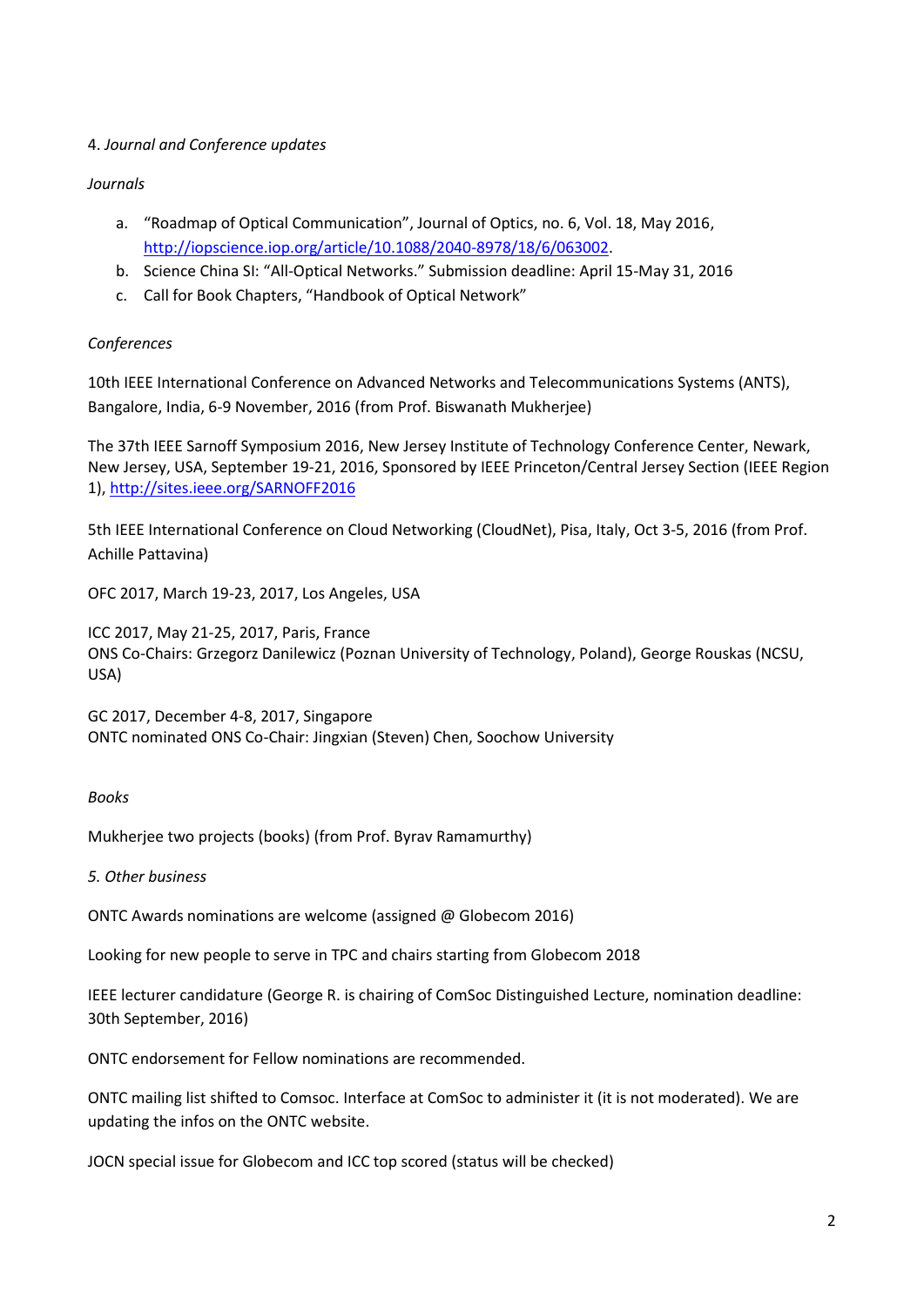4. *Journal and Conference updates*

*Journals*

a. "Roadmap of Optical Communication", Journal of Optics, no. 6, Vol. 18, May 2016, http://iopscience.iop.org/article/10.1088/2040-8978/18/6/063002.
b. Science China SI: "All-Optical Networks." Submission deadline: April 15-May 31, 2016
c. Call for Book Chapters, "Handbook of Optical Network"

*Conferences*

10th IEEE International Conference on Advanced Networks and Telecommunications Systems (ANTS), Bangalore, India, 6-9 November, 2016 (from Prof. Biswanath Mukherjee)

The 37th IEEE Sarnoff Symposium 2016, New Jersey Institute of Technology Conference Center, Newark, New Jersey, USA, September 19-21, 2016, Sponsored by IEEE Princeton/Central Jersey Section (IEEE Region 1), http://sites.ieee.org/SARNOFF2016

5th IEEE International Conference on Cloud Networking (CloudNet), Pisa, Italy, Oct 3-5, 2016 (from Prof. Achille Pattavina)

OFC 2017, March 19-23, 2017, Los Angeles, USA

ICC 2017, May 21-25, 2017, Paris, France
ONS Co-Chairs: Grzegorz Danilewicz (Poznan University of Technology, Poland), George Rouskas (NCSU, USA)

GC 2017, December 4-8, 2017, Singapore
ONTC nominated ONS Co-Chair: Jingxian (Steven) Chen, Soochow University

*Books*

Mukherjee two projects (books) (from Prof. Byrav Ramamurthy)

*5. Other business*

ONTC Awards nominations are welcome (assigned @ Globecom 2016)

Looking for new people to serve in TPC and chairs starting from Globecom 2018

IEEE lecturer candidature (George R. is chairing of ComSoc Distinguished Lecture, nomination deadline: 30th September, 2016)

ONTC endorsement for Fellow nominations are recommended.

ONTC mailing list shifted to Comsoc. Interface at ComSoc to administer it (it is not moderated). We are updating the infos on the ONTC website.

JOCN special issue for Globecom and ICC top scored (status will be checked)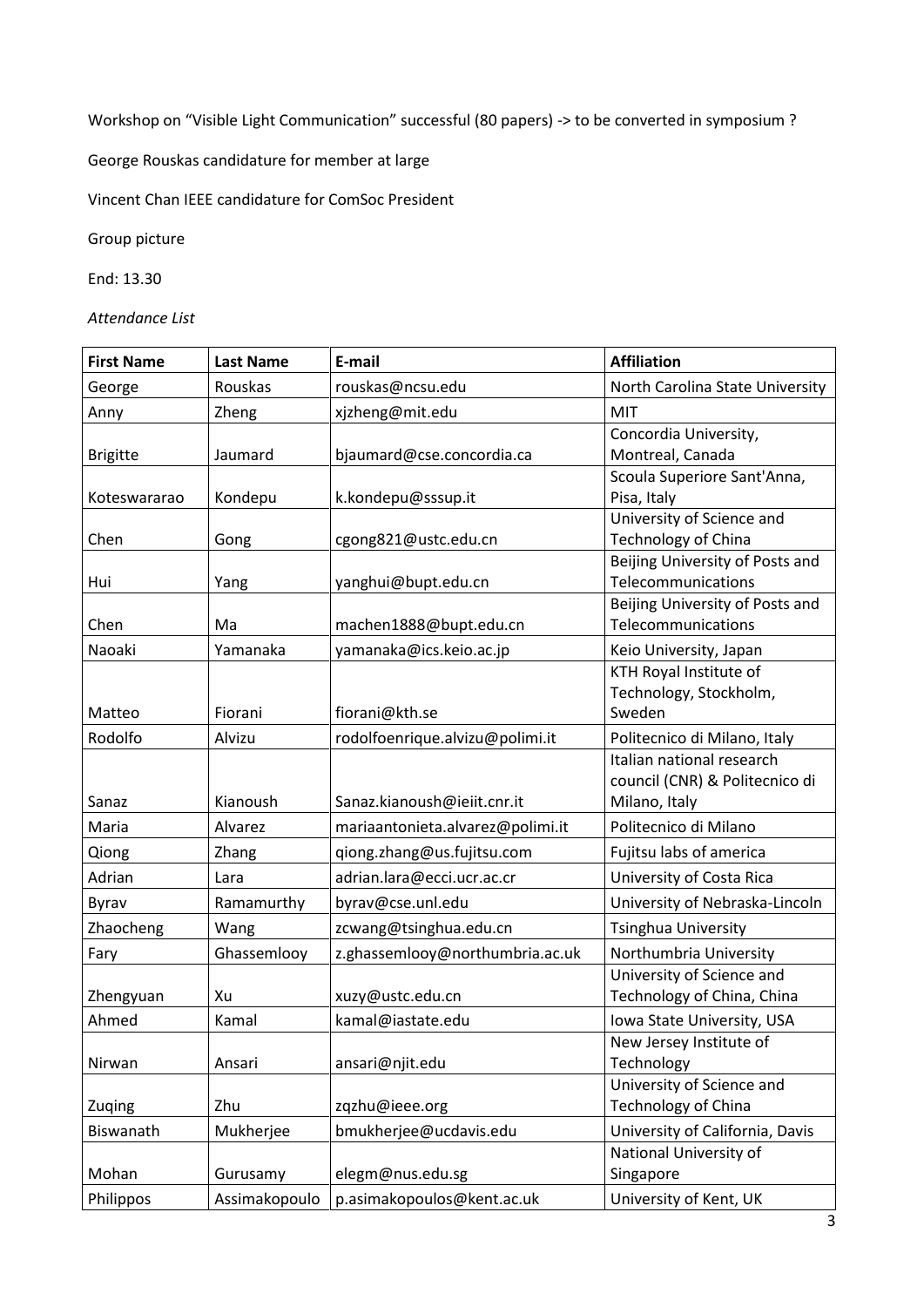Workshop on "Visible Light Communication" successful (80 papers) -> to be converted in symposium ?

George Rouskas candidature for member at large

Vincent Chan IEEE candidature for ComSoc President

Group picture

End: 13.30

*Attendance List*

| First Name | Last Name | E-mail | Affiliation |
|---|---|---|---|
| George | Rouskas | rouskas@ncsu.edu | North Carolina State University |
| Anny | Zheng | xjzheng@mit.edu | MIT |
| Brigitte | Jaumard | bjaumard@cse.concordia.ca | Concordia University, Montreal, Canada |
| Koteswararao | Kondepu | k.kondepu@sssup.it | Scoula Superiore Sant'Anna, Pisa, Italy |
| Chen | Gong | cgong821@ustc.edu.cn | University of Science and Technology of China |
| Hui | Yang | yanghui@bupt.edu.cn | Beijing University of Posts and Telecommunications |
| Chen | Ma | machen1888@bupt.edu.cn | Beijing University of Posts and Telecommunications |
| Naoaki | Yamanaka | yamanaka@ics.keio.ac.jp | Keio University, Japan |
| Matteo | Fiorani | fiorani@kth.se | KTH Royal Institute of Technology, Stockholm, Sweden |
| Rodolfo | Alvizu | rodolfoenrique.alvizu@polimi.it | Politecnico di Milano, Italy |
| Sanaz | Kianoush | Sanaz.kianoush@ieiit.cnr.it | Italian national research council (CNR) & Politecnico di Milano, Italy |
| Maria | Alvarez | mariaantonieta.alvarez@polimi.it | Politecnico di Milano |
| Qiong | Zhang | qiong.zhang@us.fujitsu.com | Fujitsu labs of america |
| Adrian | Lara | adrian.lara@ecci.ucr.ac.cr | University of Costa Rica |
| Byrav | Ramamurthy | byrav@cse.unl.edu | University of Nebraska-Lincoln |
| Zhaocheng | Wang | zcwang@tsinghua.edu.cn | Tsinghua University |
| Fary | Ghassemlooy | z.ghassemlooy@northumbria.ac.uk | Northumbria University |
| Zhengyuan | Xu | xuzy@ustc.edu.cn | University of Science and Technology of China, China |
| Ahmed | Kamal | kamal@iastate.edu | Iowa State University, USA |
| Nirwan | Ansari | ansari@njit.edu | New Jersey Institute of Technology |
| Zuqing | Zhu | zqzhu@ieee.org | University of Science and Technology of China |
| Biswanath | Mukherjee | bmukherjee@ucdavis.edu | University of California, Davis |
| Mohan | Gurusamy | elegm@nus.edu.sg | National University of Singapore |
| Philippos | Assimakopoulo | p.asimakopoulos@kent.ac.uk | University of Kent, UK |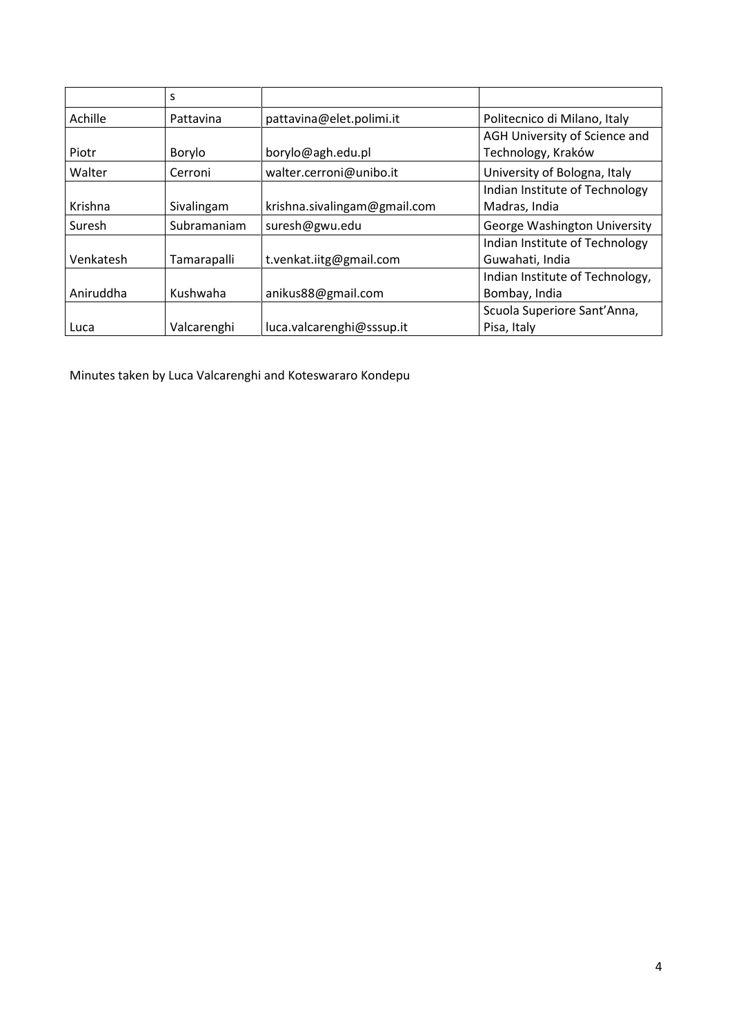| | | | |
|---|---|---|---|
| | s | | |
| Achille | Pattavina | pattavina@elet.polimi.it | Politecnico di Milano, Italy |
| Piotr | Borylo | borylo@agh.edu.pl | AGH University of Science and Technology, Kraków |
| Walter | Cerroni | walter.cerroni@unibo.it | University of Bologna, Italy |
| Krishna | Sivalingam | krishna.sivalingam@gmail.com | Indian Institute of Technology Madras, India |
| Suresh | Subramaniam | suresh@gwu.edu | George Washington University |
| Venkatesh | Tamarapalli | t.venkat.iitg@gmail.com | Indian Institute of Technology Guwahati, India |
| Aniruddha | Kushwaha | anikus88@gmail.com | Indian Institute of Technology, Bombay, India |
| Luca | Valcarenghi | luca.valcarenghi@sssup.it | Scuola Superiore Sant'Anna, Pisa, Italy |

Minutes taken by Luca Valcarenghi and Koteswararo Kondepu